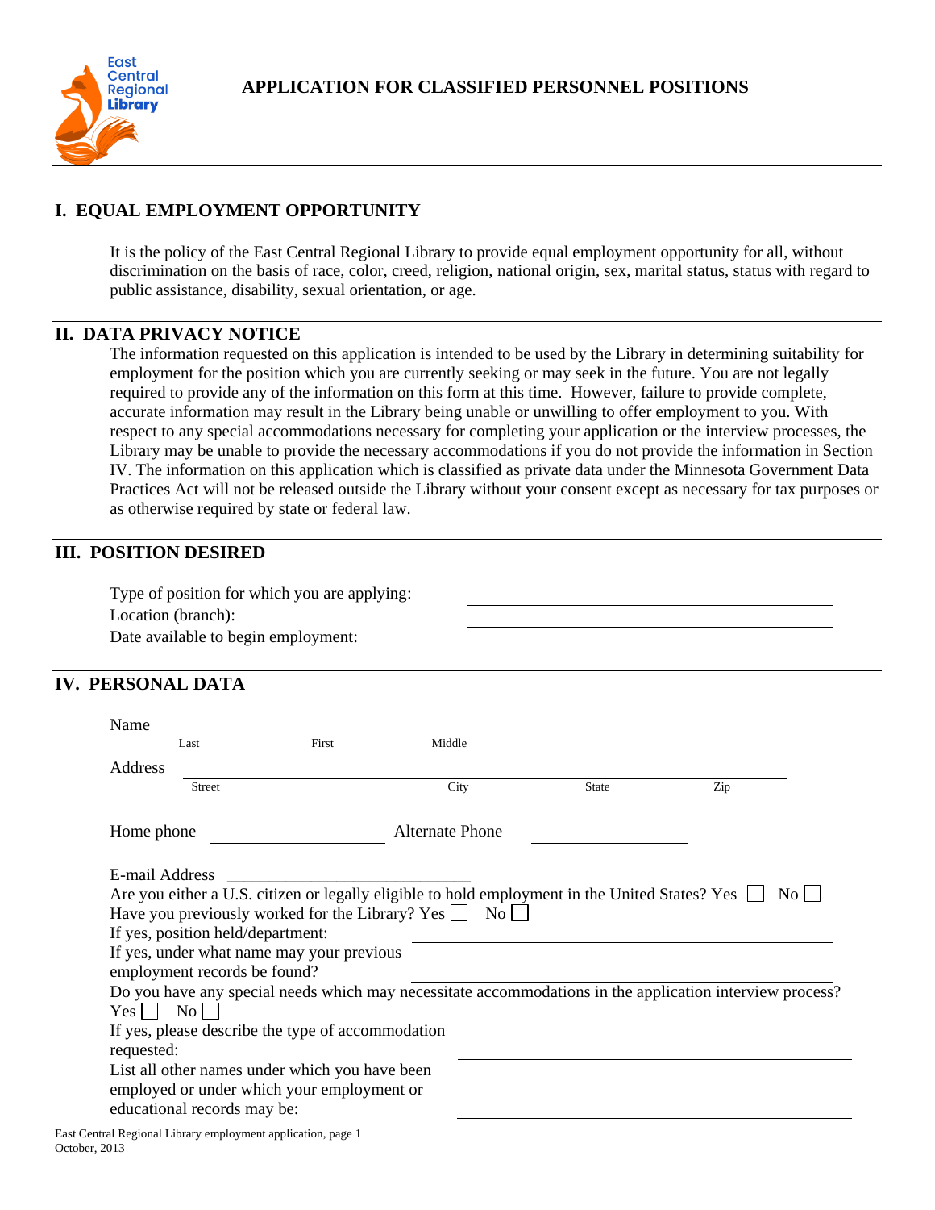East Central Regional Library

# APPLICATION FOR CLASSIFIED PERSONNEL POSITIONS

## I. EQUAL EMPLOYMENT OPPORTUNITY

It is the policy of the East Central Regional Library to provide equal employment opportunity for all, without discrimination on the basis of race, color, creed, religion, national origin, sex, marital status, status with regard to public assistance, disability, sexual orientation, or age.

## II. DATA PRIVACY NOTICE

The information requested on this application is intended to be used by the Library in determining suitability for employment for the position which you are currently seeking or may seek in the future. You are not legally required to provide any of the information on this form at this time. However, failure to provide complete, accurate information may result in the Library being unable or unwilling to offer employment to you. With respect to any special accommodations necessary for completing your application or the interview processes, the Library may be unable to provide the necessary accommodations if you do not provide the information in Section IV. The information on this application which is classified as private data under the Minnesota Government Data Practices Act will not be released outside the Library without your consent except as necessary for tax purposes or as otherwise required by state or federal law.

## III. POSITION DESIRED

Type of position for which you are applying: ______________________

Location (branch): ______________________

Date available to begin employment: ______________________

## IV. PERSONAL DATA

Name ______________________
Last First Middle

Address ______________________
Street City State Zip

Home phone ______________ Alternate Phone ______________

E-mail Address ______________________

Are you either a U.S. citizen or legally eligible to hold employment in the United States? Yes ☐ No ☐

Have you previously worked for the Library? Yes ☐ No ☐

If yes, position held/department: ______________________

If yes, under what name may your previous employment records be found? ______________________

Do you have any special needs which may necessitate accommodations in the application interview process?
Yes ☐ No ☐

If yes, please describe the type of accommodation requested: ______________________

List all other names under which you have been employed or under which your employment or educational records may be: ______________________

East Central Regional Library employment application, page 1
October, 2013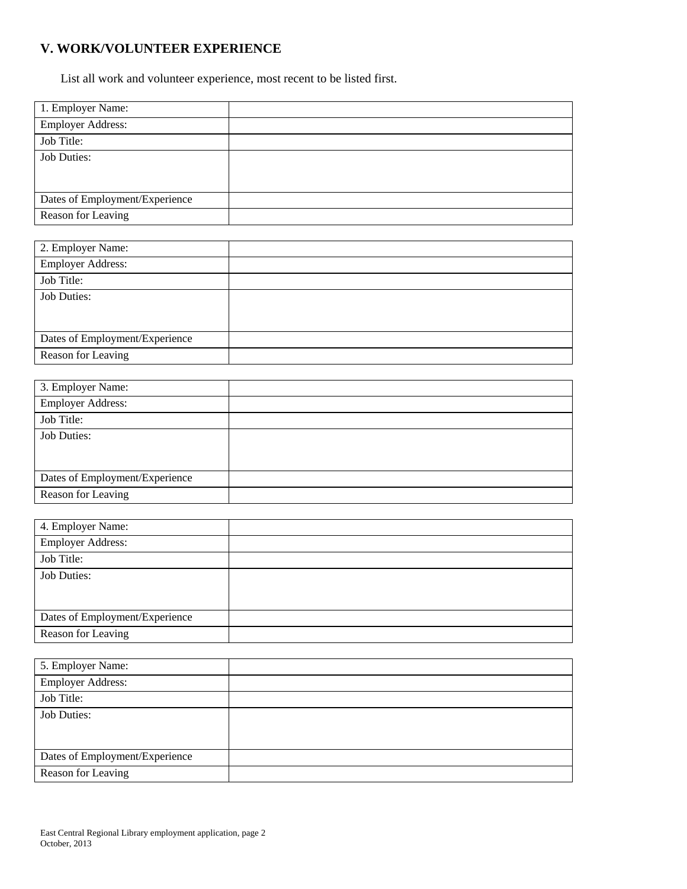## V. WORK/VOLUNTEER EXPERIENCE

List all work and volunteer experience, most recent to be listed first.

| 1. Employer Name: | |
|---|---|
| Employer Address: | |
| Job Title: | |
| Job Duties: | |
| Dates of Employment/Experience | |
| Reason for Leaving | |

| 2. Employer Name: | |
|---|---|
| Employer Address: | |
| Job Title: | |
| Job Duties: | |
| Dates of Employment/Experience | |
| Reason for Leaving | |

| 3. Employer Name: | |
|---|---|
| Employer Address: | |
| Job Title: | |
| Job Duties: | |
| Dates of Employment/Experience | |
| Reason for Leaving | |

| 4. Employer Name: | |
|---|---|
| Employer Address: | |
| Job Title: | |
| Job Duties: | |
| Dates of Employment/Experience | |
| Reason for Leaving | |

| 5. Employer Name: | |
|---|---|
| Employer Address: | |
| Job Title: | |
| Job Duties: | |
| Dates of Employment/Experience | |
| Reason for Leaving | |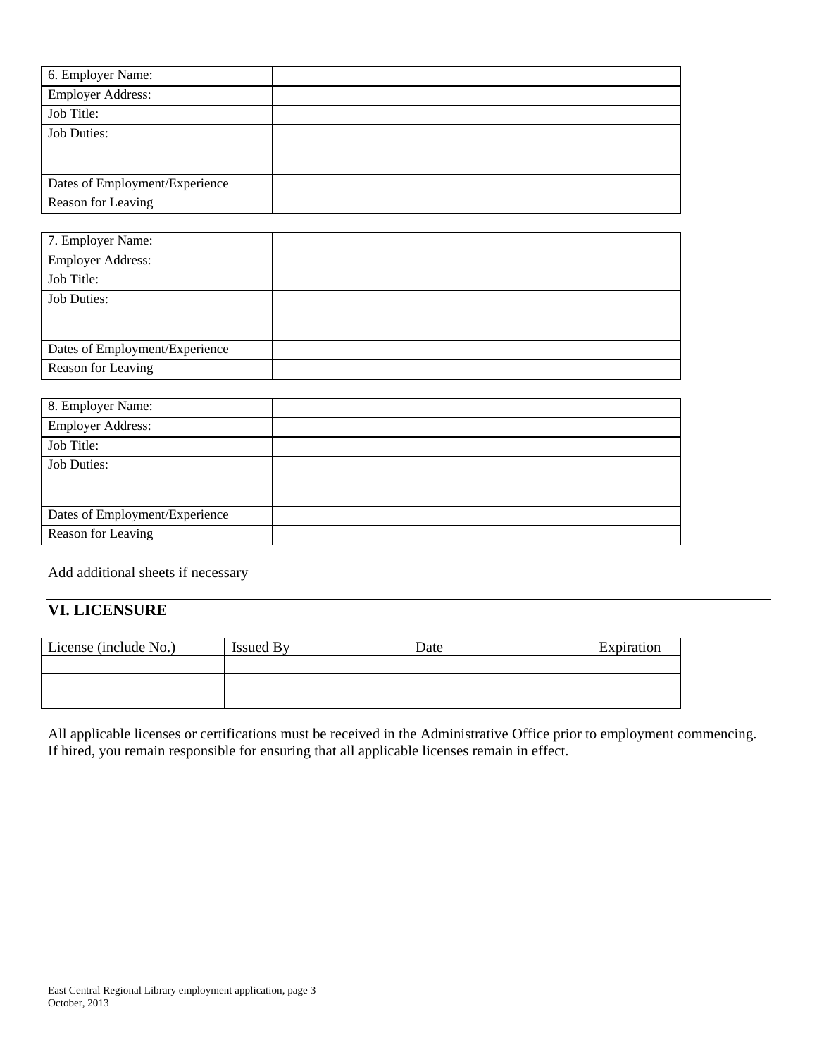| 6. Employer Name: | |
|---|---|
| Employer Address: | |
| Job Title: | |
| Job Duties: | |
| Dates of Employment/Experience | |
| Reason for Leaving | |

| 7. Employer Name: | |
|---|---|
| Employer Address: | |
| Job Title: | |
| Job Duties: | |
| Dates of Employment/Experience | |
| Reason for Leaving | |

| 8. Employer Name: | |
|---|---|
| Employer Address: | |
| Job Title: | |
| Job Duties: | |
| Dates of Employment/Experience | |
| Reason for Leaving | |

Add additional sheets if necessary

## VI. LICENSURE

| License (include No.) | Issued By | Date | Expiration |
|---|---|---|---|
| | | | |
| | | | |
| | | | |

All applicable licenses or certifications must be received in the Administrative Office prior to employment commencing. If hired, you remain responsible for ensuring that all applicable licenses remain in effect.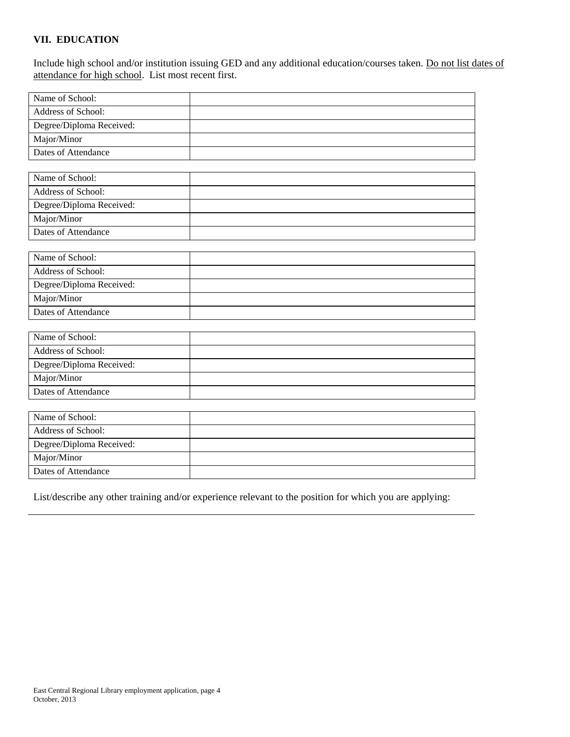## VII. EDUCATION

Include high school and/or institution issuing GED and any additional education/courses taken. Do not list dates of attendance for high school. List most recent first.

| | |
|---|---|
| Name of School: | |
| Address of School: | |
| Degree/Diploma Received: | |
| Major/Minor | |
| Dates of Attendance | |

| | |
|---|---|
| Name of School: | |
| Address of School: | |
| Degree/Diploma Received: | |
| Major/Minor | |
| Dates of Attendance | |

| | |
|---|---|
| Name of School: | |
| Address of School: | |
| Degree/Diploma Received: | |
| Major/Minor | |
| Dates of Attendance | |

| | |
|---|---|
| Name of School: | |
| Address of School: | |
| Degree/Diploma Received: | |
| Major/Minor | |
| Dates of Attendance | |

| | |
|---|---|
| Name of School: | |
| Address of School: | |
| Degree/Diploma Received: | |
| Major/Minor | |
| Dates of Attendance | |

List/describe any other training and/or experience relevant to the position for which you are applying:

_______________________________________________________________________________

East Central Regional Library employment application, page 4
October, 2013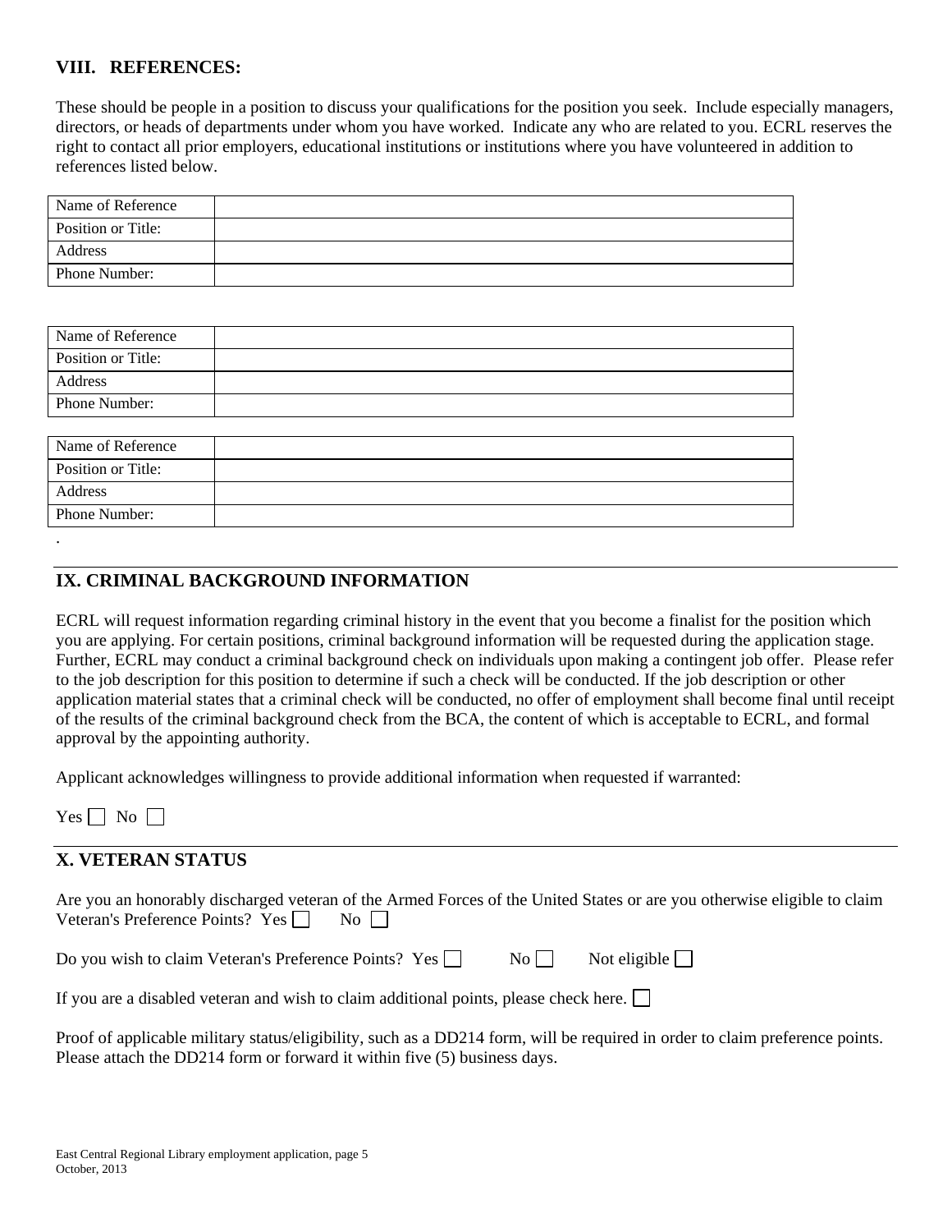## VIII. REFERENCES:

These should be people in a position to discuss your qualifications for the position you seek. Include especially managers, directors, or heads of departments under whom you have worked. Indicate any who are related to you. ECRL reserves the right to contact all prior employers, educational institutions or institutions where you have volunteered in addition to references listed below.

| Name of Reference | |
|---|---|
| Position or Title: | |
| Address | |
| Phone Number: | |

| Name of Reference | |
|---|---|
| Position or Title: | |
| Address | |
| Phone Number: | |

| Name of Reference | |
|---|---|
| Position or Title: | |
| Address | |
| Phone Number: | |

.

## IX. CRIMINAL BACKGROUND INFORMATION

ECRL will request information regarding criminal history in the event that you become a finalist for the position which you are applying. For certain positions, criminal background information will be requested during the application stage. Further, ECRL may conduct a criminal background check on individuals upon making a contingent job offer. Please refer to the job description for this position to determine if such a check will be conducted. If the job description or other application material states that a criminal check will be conducted, no offer of employment shall become final until receipt of the results of the criminal background check from the BCA, the content of which is acceptable to ECRL, and formal approval by the appointing authority.

Applicant acknowledges willingness to provide additional information when requested if warranted:

Yes ☐ No ☐

## X. VETERAN STATUS

Are you an honorably discharged veteran of the Armed Forces of the United States or are you otherwise eligible to claim Veteran's Preference Points? Yes ☐ No ☐

Do you wish to claim Veteran's Preference Points? Yes ☐ No ☐ Not eligible ☐

If you are a disabled veteran and wish to claim additional points, please check here. ☐

Proof of applicable military status/eligibility, such as a DD214 form, will be required in order to claim preference points. Please attach the DD214 form or forward it within five (5) business days.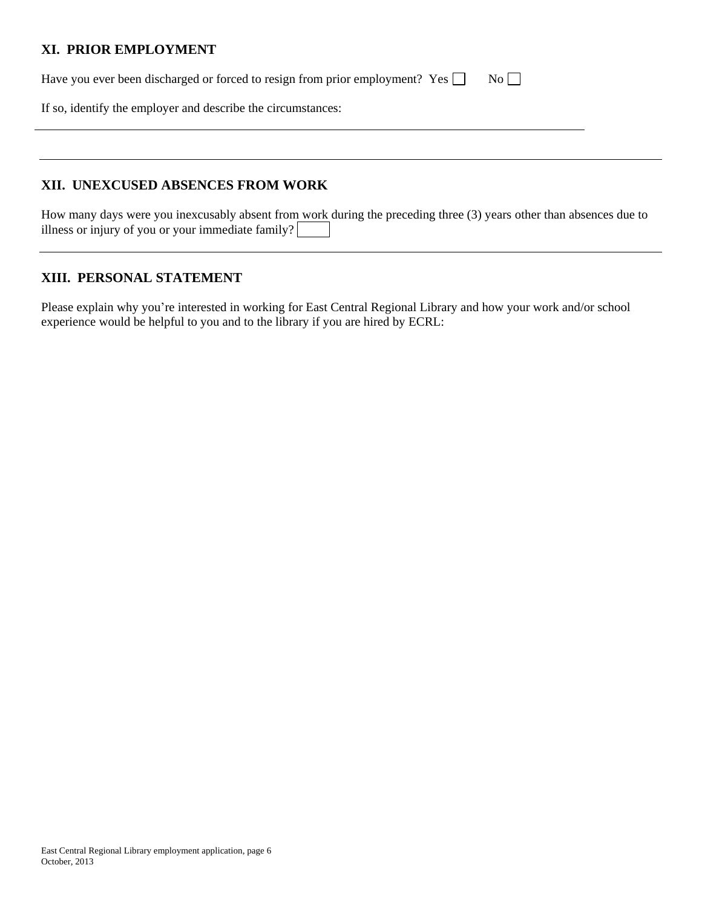## XI. PRIOR EMPLOYMENT

Have you ever been discharged or forced to resign from prior employment? Yes ☐ No ☐

If so, identify the employer and describe the circumstances:

---

## XII. UNEXCUSED ABSENCES FROM WORK

How many days were you inexcusably absent from work during the preceding three (3) years other than absences due to illness or injury of you or your immediate family? ☐

---

## XIII. PERSONAL STATEMENT

Please explain why you're interested in working for East Central Regional Library and how your work and/or school experience would be helpful to you and to the library if you are hired by ECRL: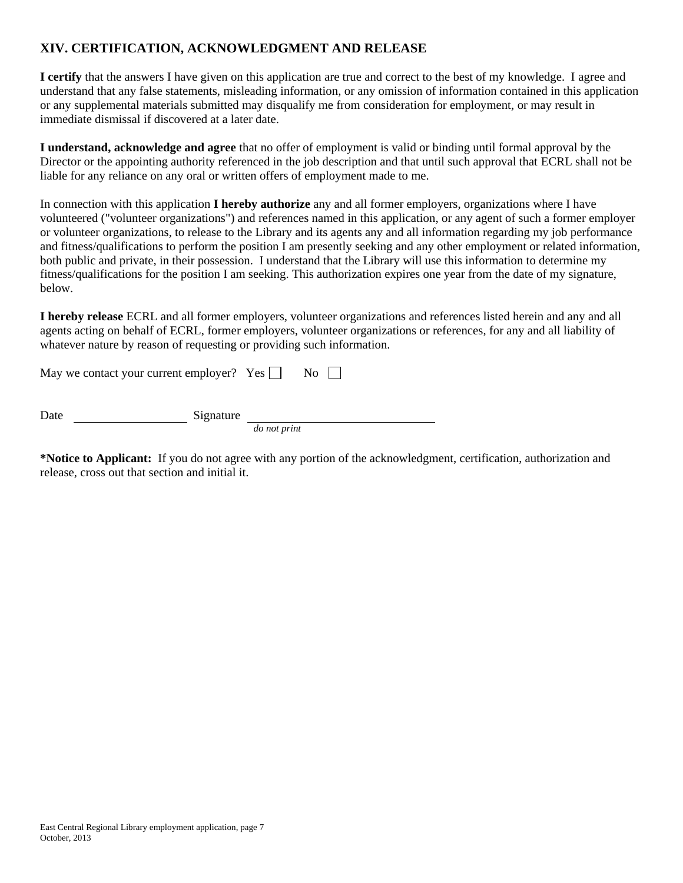## XIV. CERTIFICATION, ACKNOWLEDGMENT AND RELEASE

**I certify** that the answers I have given on this application are true and correct to the best of my knowledge. I agree and understand that any false statements, misleading information, or any omission of information contained in this application or any supplemental materials submitted may disqualify me from consideration for employment, or may result in immediate dismissal if discovered at a later date.

**I understand, acknowledge and agree** that no offer of employment is valid or binding until formal approval by the Director or the appointing authority referenced in the job description and that until such approval that ECRL shall not be liable for any reliance on any oral or written offers of employment made to me.

In connection with this application **I hereby authorize** any and all former employers, organizations where I have volunteered ("volunteer organizations") and references named in this application, or any agent of such a former employer or volunteer organizations, to release to the Library and its agents any and all information regarding my job performance and fitness/qualifications to perform the position I am presently seeking and any other employment or related information, both public and private, in their possession. I understand that the Library will use this information to determine my fitness/qualifications for the position I am seeking. This authorization expires one year from the date of my signature, below.

**I hereby release** ECRL and all former employers, volunteer organizations and references listed herein and any and all agents acting on behalf of ECRL, former employers, volunteer organizations or references, for any and all liability of whatever nature by reason of requesting or providing such information.

May we contact your current employer? Yes ☐ No ☐

Date ________________ Signature ____________________________
*do not print*

***Notice to Applicant:** If you do not agree with any portion of the acknowledgment, certification, authorization and release, cross out that section and initial it.

East Central Regional Library employment application, page 7
October, 2013